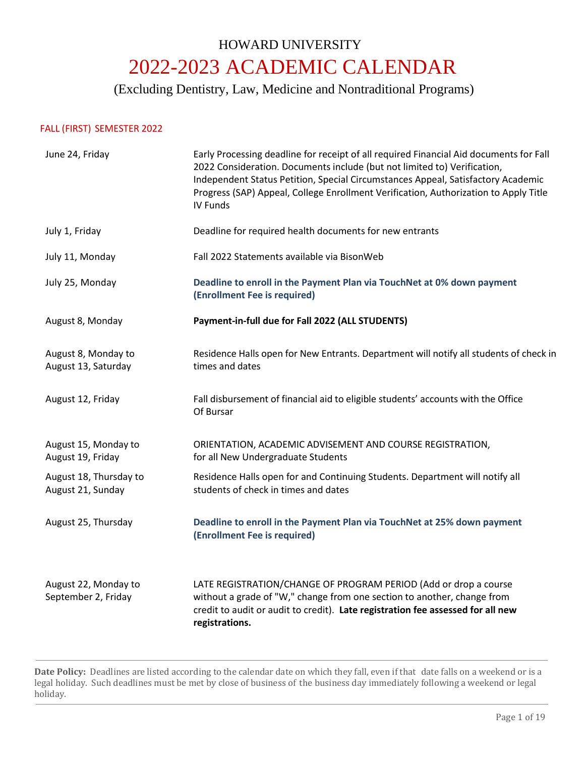# HOWARD UNIVERSITY

# 2022-2023 ACADEMIC CALENDAR

(Excluding Dentistry, Law, Medicine and Nontraditional Programs)

## FALL (FIRST) SEMESTER 2022

| | |
|---|---|
| June 24, Friday | Early Processing deadline for receipt of all required Financial Aid documents for Fall 2022 Consideration. Documents include (but not limited to) Verification, Independent Status Petition, Special Circumstances Appeal, Satisfactory Academic Progress (SAP) Appeal, College Enrollment Verification, Authorization to Apply Title IV Funds |
| July 1, Friday | Deadline for required health documents for new entrants |
| July 11, Monday | Fall 2022 Statements available via BisonWeb |
| July 25, Monday | **Deadline to enroll in the Payment Plan via TouchNet at 0% down payment (Enrollment Fee is required)** |
| August 8, Monday | **Payment-in-full due for Fall 2022 (ALL STUDENTS)** |
| August 8, Monday to August 13, Saturday | Residence Halls open for New Entrants. Department will notify all students of check in times and dates |
| August 12, Friday | Fall disbursement of financial aid to eligible students' accounts with the Office Of Bursar |
| August 15, Monday to August 19, Friday | ORIENTATION, ACADEMIC ADVISEMENT AND COURSE REGISTRATION, for all New Undergraduate Students |
| August 18, Thursday to August 21, Sunday | Residence Halls open for and Continuing Students. Department will notify all students of check in times and dates |
| August 25, Thursday | **Deadline to enroll in the Payment Plan via TouchNet at 25% down payment (Enrollment Fee is required)** |
| August 22, Monday to September 2, Friday | LATE REGISTRATION/CHANGE OF PROGRAM PERIOD (Add or drop a course without a grade of "W," change from one section to another, change from credit to audit or audit to credit). **Late registration fee assessed for all new registrations.** |

**Date Policy:** Deadlines are listed according to the calendar date on which they fall, even if that date falls on a weekend or is a legal holiday. Such deadlines must be met by close of business of the business day immediately following a weekend or legal holiday.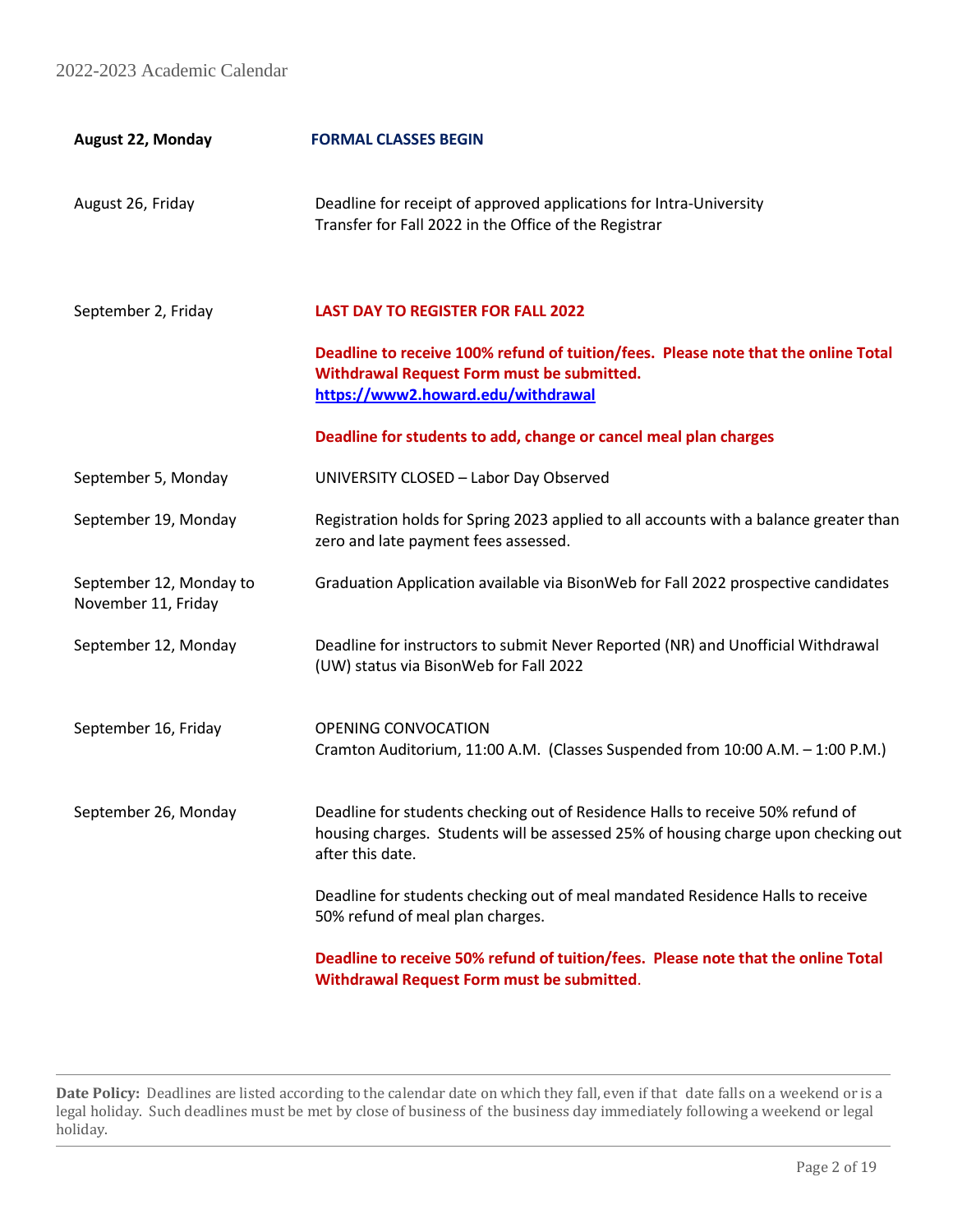| | |
|---|---|
| **August 22, Monday** | **FORMAL CLASSES BEGIN** |
| August 26, Friday | Deadline for receipt of approved applications for Intra-University Transfer for Fall 2022 in the Office of the Registrar |
| September 2, Friday | **LAST DAY TO REGISTER FOR FALL 2022**<br><br>**Deadline to receive 100% refund of tuition/fees. Please note that the online Total Withdrawal Request Form must be submitted. [https://www2.howard.edu/withdrawal](https://www2.howard.edu/withdrawal)**<br><br>**Deadline for students to add, change or cancel meal plan charges** |
| September 5, Monday | UNIVERSITY CLOSED – Labor Day Observed |
| September 19, Monday | Registration holds for Spring 2023 applied to all accounts with a balance greater than zero and late payment fees assessed. |
| September 12, Monday to November 11, Friday | Graduation Application available via BisonWeb for Fall 2022 prospective candidates |
| September 12, Monday | Deadline for instructors to submit Never Reported (NR) and Unofficial Withdrawal (UW) status via BisonWeb for Fall 2022 |
| September 16, Friday | OPENING CONVOCATION<br>Cramton Auditorium, 11:00 A.M. (Classes Suspended from 10:00 A.M. – 1:00 P.M.) |
| September 26, Monday | Deadline for students checking out of Residence Halls to receive 50% refund of housing charges. Students will be assessed 25% of housing charge upon checking out after this date.<br><br>Deadline for students checking out of meal mandated Residence Halls to receive 50% refund of meal plan charges.<br><br>**Deadline to receive 50% refund of tuition/fees. Please note that the online Total Withdrawal Request Form must be submitted**. |

---

**Date Policy:** Deadlines are listed according to the calendar date on which they fall, even if that date falls on a weekend or is a legal holiday. Such deadlines must be met by close of business of the business day immediately following a weekend or legal holiday.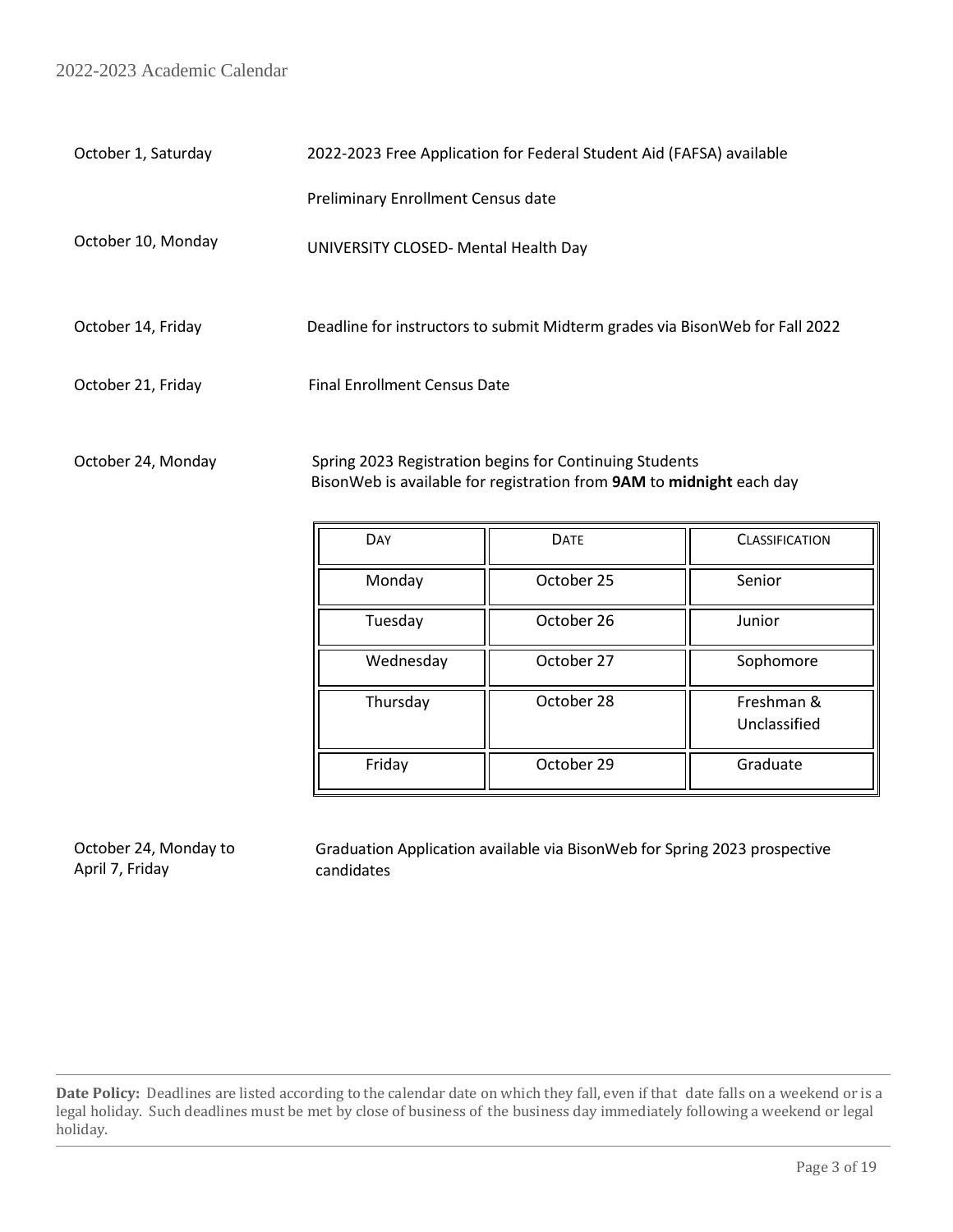2022-2023 Academic Calendar

| | |
|---|---|
| October 1, Saturday | 2022-2023 Free Application for Federal Student Aid (FAFSA) available |
| | Preliminary Enrollment Census date |
| October 10, Monday | UNIVERSITY CLOSED- Mental Health Day |
| October 14, Friday | Deadline for instructors to submit Midterm grades via BisonWeb for Fall 2022 |
| October 21, Friday | Final Enrollment Census Date |
| October 24, Monday | Spring 2023 Registration begins for Continuing Students<br>BisonWeb is available for registration from **9AM** to **midnight** each day |

| DAY | DATE | CLASSIFICATION |
|---|---|---|
| Monday | October 25 | Senior |
| Tuesday | October 26 | Junior |
| Wednesday | October 27 | Sophomore |
| Thursday | October 28 | Freshman & Unclassified |
| Friday | October 29 | Graduate |

| | |
|---|---|
| October 24, Monday to April 7, Friday | Graduation Application available via BisonWeb for Spring 2023 prospective candidates |

**Date Policy:** Deadlines are listed according to the calendar date on which they fall, even if that date falls on a weekend or is a legal holiday. Such deadlines must be met by close of business of the business day immediately following a weekend or legal holiday.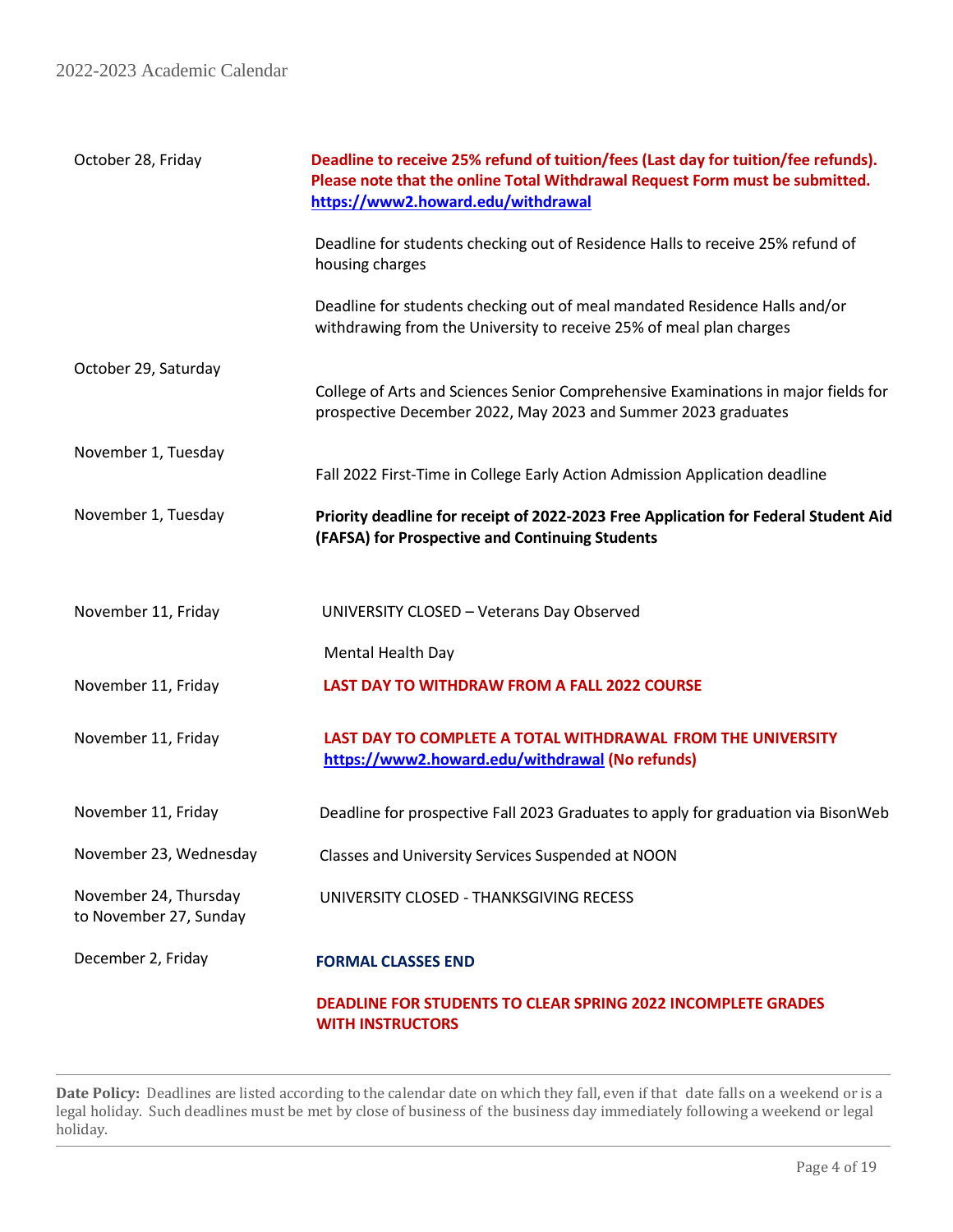| | |
|---|---|
| October 28, Friday | **Deadline to receive 25% refund of tuition/fees (Last day for tuition/fee refunds). Please note that the online Total Withdrawal Request Form must be submitted. https://www2.howard.edu/withdrawal** |
| | Deadline for students checking out of Residence Halls to receive 25% refund of housing charges |
| | Deadline for students checking out of meal mandated Residence Halls and/or withdrawing from the University to receive 25% of meal plan charges |
| October 29, Saturday | College of Arts and Sciences Senior Comprehensive Examinations in major fields for prospective December 2022, May 2023 and Summer 2023 graduates |
| November 1, Tuesday | Fall 2022 First-Time in College Early Action Admission Application deadline |
| November 1, Tuesday | **Priority deadline for receipt of 2022-2023 Free Application for Federal Student Aid (FAFSA) for Prospective and Continuing Students** |
| November 11, Friday | UNIVERSITY CLOSED – Veterans Day Observed |
| | Mental Health Day |
| November 11, Friday | **LAST DAY TO WITHDRAW FROM A FALL 2022 COURSE** |
| November 11, Friday | **LAST DAY TO COMPLETE A TOTAL WITHDRAWAL FROM THE UNIVERSITY https://www2.howard.edu/withdrawal (No refunds)** |
| November 11, Friday | Deadline for prospective Fall 2023 Graduates to apply for graduation via BisonWeb |
| November 23, Wednesday | Classes and University Services Suspended at NOON |
| November 24, Thursday to November 27, Sunday | UNIVERSITY CLOSED - THANKSGIVING RECESS |
| December 2, Friday | **FORMAL CLASSES END** |
| | **DEADLINE FOR STUDENTS TO CLEAR SPRING 2022 INCOMPLETE GRADES WITH INSTRUCTORS** |

---

**Date Policy:** Deadlines are listed according to the calendar date on which they fall, even if that date falls on a weekend or is a legal holiday. Such deadlines must be met by close of business of the business day immediately following a weekend or legal holiday.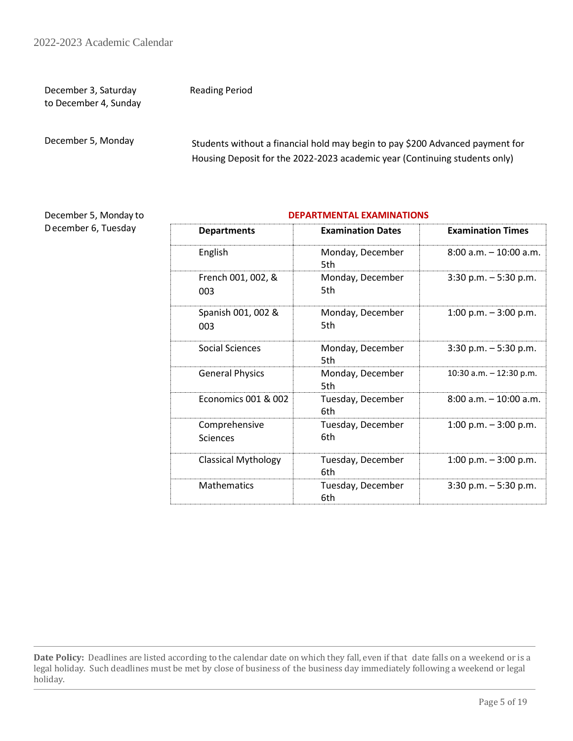December 3, Saturday to December 4, Sunday — Reading Period

December 5, Monday — Students without a financial hold may begin to pay $200 Advanced payment for Housing Deposit for the 2022-2023 academic year (Continuing students only)

December 5, Monday to December 6, Tuesday

**DEPARTMENTAL EXAMINATIONS**

| Departments | Examination Dates | Examination Times |
|---|---|---|
| English | Monday, December 5th | 8:00 a.m. – 10:00 a.m. |
| French 001, 002, & 003 | Monday, December 5th | 3:30 p.m. – 5:30 p.m. |
| Spanish 001, 002 & 003 | Monday, December 5th | 1:00 p.m. – 3:00 p.m. |
| Social Sciences | Monday, December 5th | 3:30 p.m. – 5:30 p.m. |
| General Physics | Monday, December 5th | 10:30 a.m. – 12:30 p.m. |
| Economics 001 & 002 | Tuesday, December 6th | 8:00 a.m. – 10:00 a.m. |
| Comprehensive Sciences | Tuesday, December 6th | 1:00 p.m. – 3:00 p.m. |
| Classical Mythology | Tuesday, December 6th | 1:00 p.m. – 3:00 p.m. |
| Mathematics | Tuesday, December 6th | 3:30 p.m. – 5:30 p.m. |

**Date Policy:** Deadlines are listed according to the calendar date on which they fall, even if that date falls on a weekend or is a legal holiday. Such deadlines must be met by close of business of the business day immediately following a weekend or legal holiday.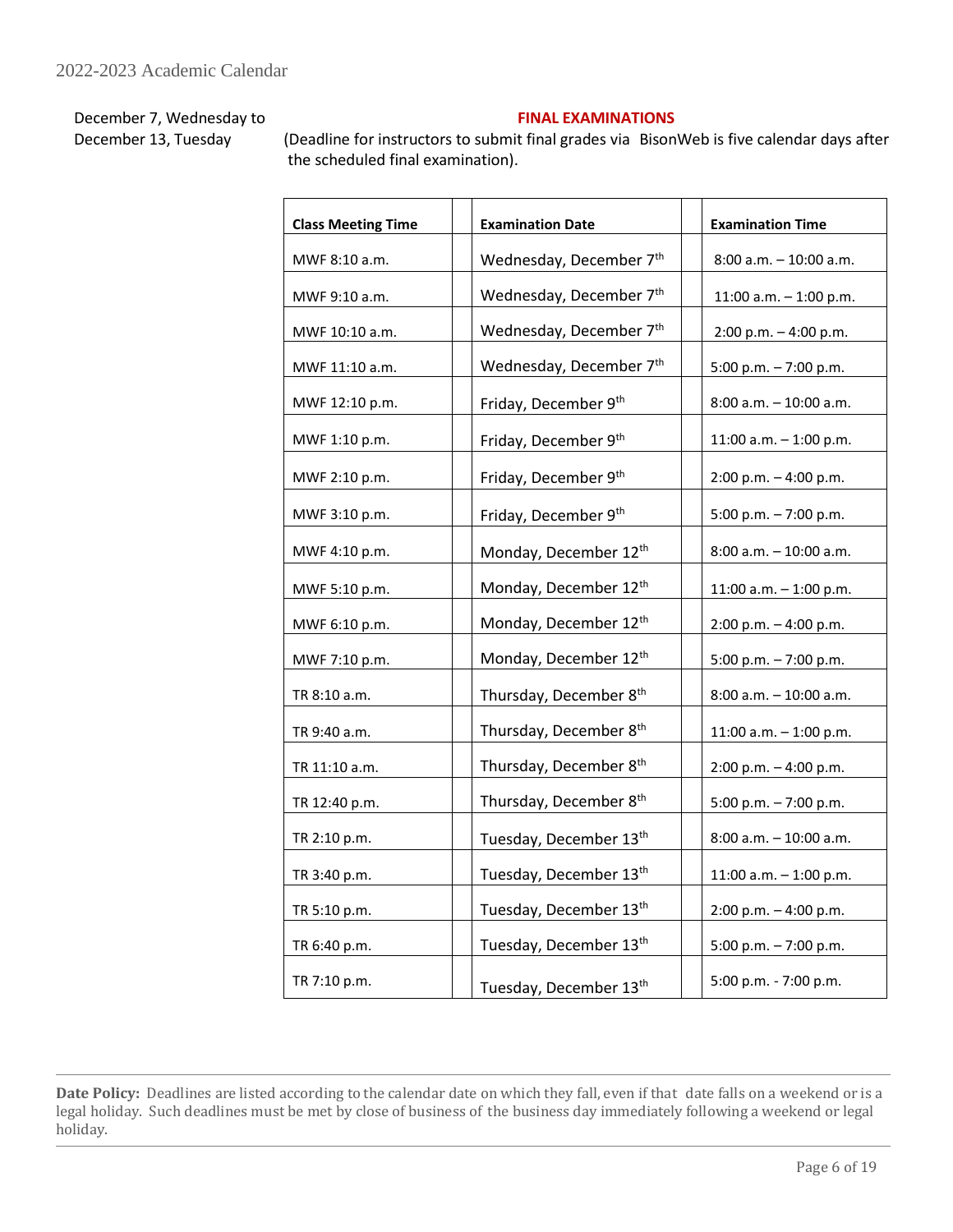December 7, Wednesday to December 13, Tuesday

**FINAL EXAMINATIONS**

(Deadline for instructors to submit final grades via BisonWeb is five calendar days after the scheduled final examination).

| Class Meeting Time | Examination Date | Examination Time |
|---|---|---|
| MWF 8:10 a.m. | Wednesday, December 7th | 8:00 a.m. – 10:00 a.m. |
| MWF 9:10 a.m. | Wednesday, December 7th | 11:00 a.m. – 1:00 p.m. |
| MWF 10:10 a.m. | Wednesday, December 7th | 2:00 p.m. – 4:00 p.m. |
| MWF 11:10 a.m. | Wednesday, December 7th | 5:00 p.m. – 7:00 p.m. |
| MWF 12:10 p.m. | Friday, December 9th | 8:00 a.m. – 10:00 a.m. |
| MWF 1:10 p.m. | Friday, December 9th | 11:00 a.m. – 1:00 p.m. |
| MWF 2:10 p.m. | Friday, December 9th | 2:00 p.m. – 4:00 p.m. |
| MWF 3:10 p.m. | Friday, December 9th | 5:00 p.m. – 7:00 p.m. |
| MWF 4:10 p.m. | Monday, December 12th | 8:00 a.m. – 10:00 a.m. |
| MWF 5:10 p.m. | Monday, December 12th | 11:00 a.m. – 1:00 p.m. |
| MWF 6:10 p.m. | Monday, December 12th | 2:00 p.m. – 4:00 p.m. |
| MWF 7:10 p.m. | Monday, December 12th | 5:00 p.m. – 7:00 p.m. |
| TR 8:10 a.m. | Thursday, December 8th | 8:00 a.m. – 10:00 a.m. |
| TR 9:40 a.m. | Thursday, December 8th | 11:00 a.m. – 1:00 p.m. |
| TR 11:10 a.m. | Thursday, December 8th | 2:00 p.m. – 4:00 p.m. |
| TR 12:40 p.m. | Thursday, December 8th | 5:00 p.m. – 7:00 p.m. |
| TR 2:10 p.m. | Tuesday, December 13th | 8:00 a.m. – 10:00 a.m. |
| TR 3:40 p.m. | Tuesday, December 13th | 11:00 a.m. – 1:00 p.m. |
| TR 5:10 p.m. | Tuesday, December 13th | 2:00 p.m. – 4:00 p.m. |
| TR 6:40 p.m. | Tuesday, December 13th | 5:00 p.m. – 7:00 p.m. |
| TR 7:10 p.m. | Tuesday, December 13th | 5:00 p.m. - 7:00 p.m. |

**Date Policy:** Deadlines are listed according to the calendar date on which they fall, even if that date falls on a weekend or is a legal holiday. Such deadlines must be met by close of business of the business day immediately following a weekend or legal holiday.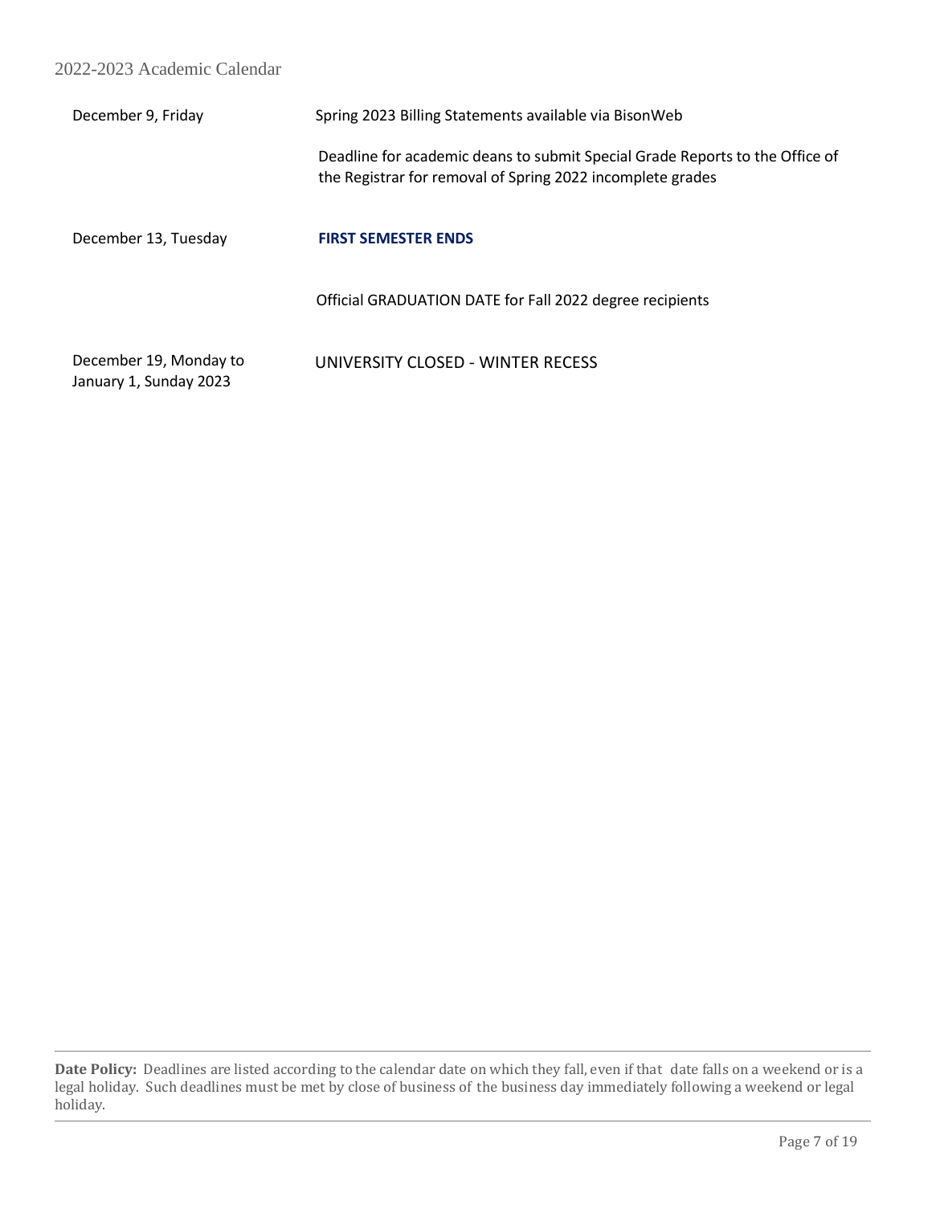| | |
|---|---|
| December 9, Friday | Spring 2023 Billing Statements available via BisonWeb |
| | Deadline for academic deans to submit Special Grade Reports to the Office of the Registrar for removal of Spring 2022 incomplete grades |
| December 13, Tuesday | **FIRST SEMESTER ENDS** |
| | Official GRADUATION DATE for Fall 2022 degree recipients |
| December 19, Monday to January 1, Sunday 2023 | UNIVERSITY CLOSED - WINTER RECESS |

**Date Policy:** Deadlines are listed according to the calendar date on which they fall, even if that date falls on a weekend or is a legal holiday. Such deadlines must be met by close of business of the business day immediately following a weekend or legal holiday.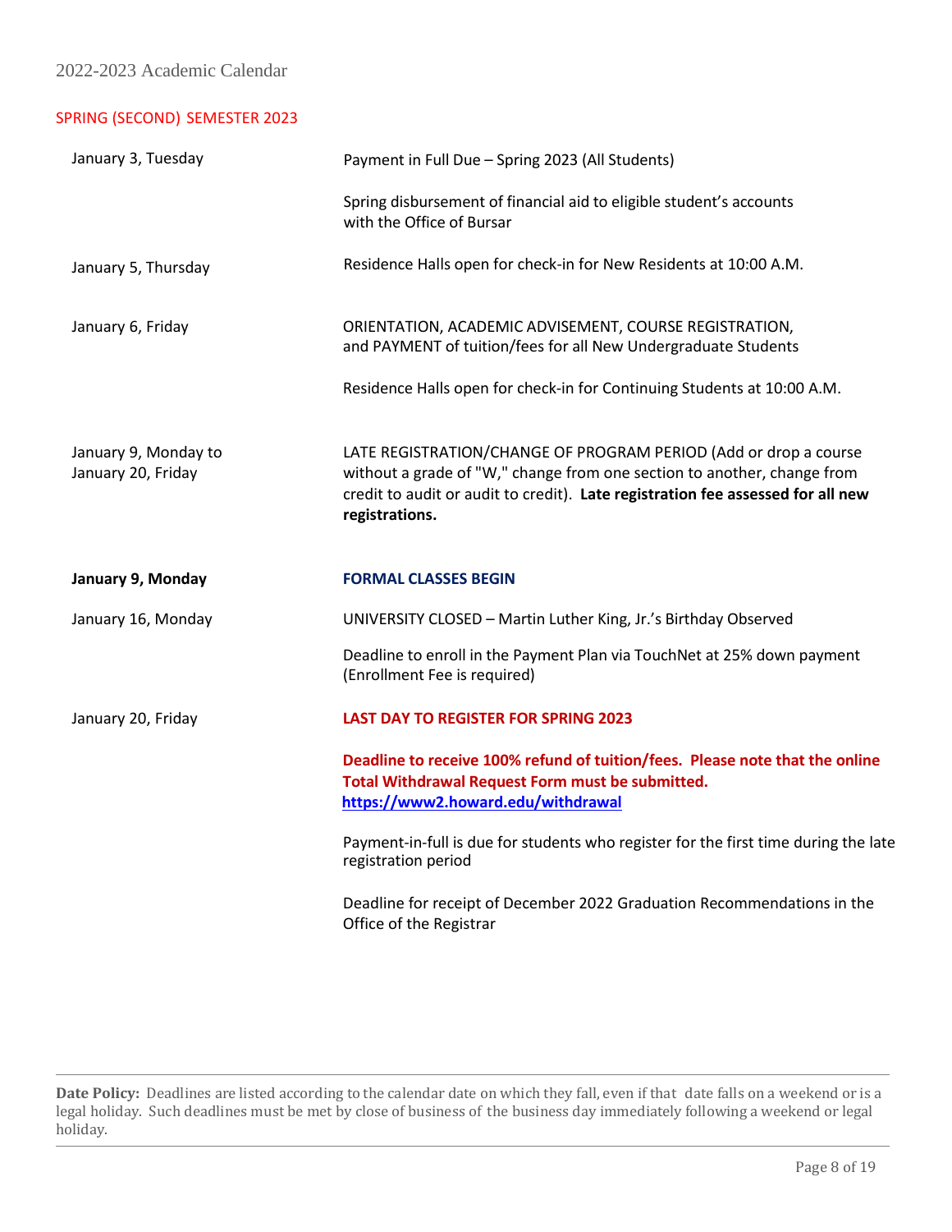2022-2023 Academic Calendar

## SPRING (SECOND) SEMESTER 2023

| Date | Event |
|---|---|
| January 3, Tuesday | Payment in Full Due – Spring 2023 (All Students) |
| | Spring disbursement of financial aid to eligible student's accounts with the Office of Bursar |
| January 5, Thursday | Residence Halls open for check-in for New Residents at 10:00 A.M. |
| January 6, Friday | ORIENTATION, ACADEMIC ADVISEMENT, COURSE REGISTRATION, and PAYMENT of tuition/fees for all New Undergraduate Students |
| | Residence Halls open for check-in for Continuing Students at 10:00 A.M. |
| January 9, Monday to January 20, Friday | LATE REGISTRATION/CHANGE OF PROGRAM PERIOD (Add or drop a course without a grade of "W," change from one section to another, change from credit to audit or audit to credit). **Late registration fee assessed for all new registrations.** |
| **January 9, Monday** | **FORMAL CLASSES BEGIN** |
| January 16, Monday | UNIVERSITY CLOSED – Martin Luther King, Jr.'s Birthday Observed |
| | Deadline to enroll in the Payment Plan via TouchNet at 25% down payment (Enrollment Fee is required) |
| January 20, Friday | **LAST DAY TO REGISTER FOR SPRING 2023** |
| | **Deadline to receive 100% refund of tuition/fees. Please note that the online Total Withdrawal Request Form must be submitted. https://www2.howard.edu/withdrawal** |
| | Payment-in-full is due for students who register for the first time during the late registration period |
| | Deadline for receipt of December 2022 Graduation Recommendations in the Office of the Registrar |

**Date Policy:** Deadlines are listed according to the calendar date on which they fall, even if that date falls on a weekend or is a legal holiday. Such deadlines must be met by close of business of the business day immediately following a weekend or legal holiday.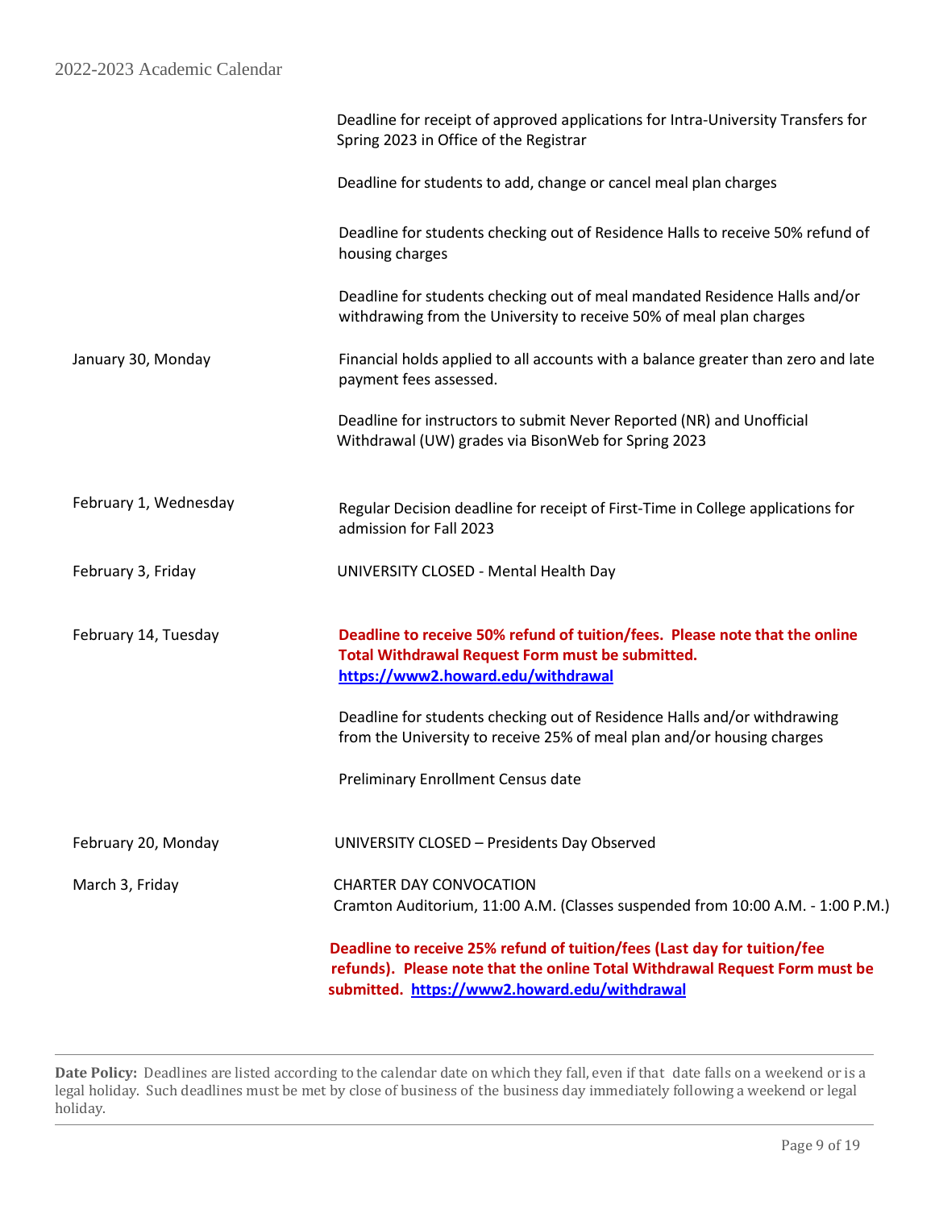| | |
|---|---|
| | Deadline for receipt of approved applications for Intra-University Transfers for Spring 2023 in Office of the Registrar |
| | Deadline for students to add, change or cancel meal plan charges |
| | Deadline for students checking out of Residence Halls to receive 50% refund of housing charges |
| | Deadline for students checking out of meal mandated Residence Halls and/or withdrawing from the University to receive 50% of meal plan charges |
| January 30, Monday | Financial holds applied to all accounts with a balance greater than zero and late payment fees assessed. |
| | Deadline for instructors to submit Never Reported (NR) and Unofficial Withdrawal (UW) grades via BisonWeb for Spring 2023 |
| February 1, Wednesday | Regular Decision deadline for receipt of First-Time in College applications for admission for Fall 2023 |
| February 3, Friday | UNIVERSITY CLOSED - Mental Health Day |
| February 14, Tuesday | **Deadline to receive 50% refund of tuition/fees. Please note that the online Total Withdrawal Request Form must be submitted. https://www2.howard.edu/withdrawal** |
| | Deadline for students checking out of Residence Halls and/or withdrawing from the University to receive 25% of meal plan and/or housing charges |
| | Preliminary Enrollment Census date |
| February 20, Monday | UNIVERSITY CLOSED – Presidents Day Observed |
| March 3, Friday | CHARTER DAY CONVOCATION<br>Cramton Auditorium, 11:00 A.M. (Classes suspended from 10:00 A.M. - 1:00 P.M.) |
| | **Deadline to receive 25% refund of tuition/fees (Last day for tuition/fee refunds). Please note that the online Total Withdrawal Request Form must be submitted. https://www2.howard.edu/withdrawal** |

**Date Policy:** Deadlines are listed according to the calendar date on which they fall, even if that date falls on a weekend or is a legal holiday. Such deadlines must be met by close of business of the business day immediately following a weekend or legal holiday.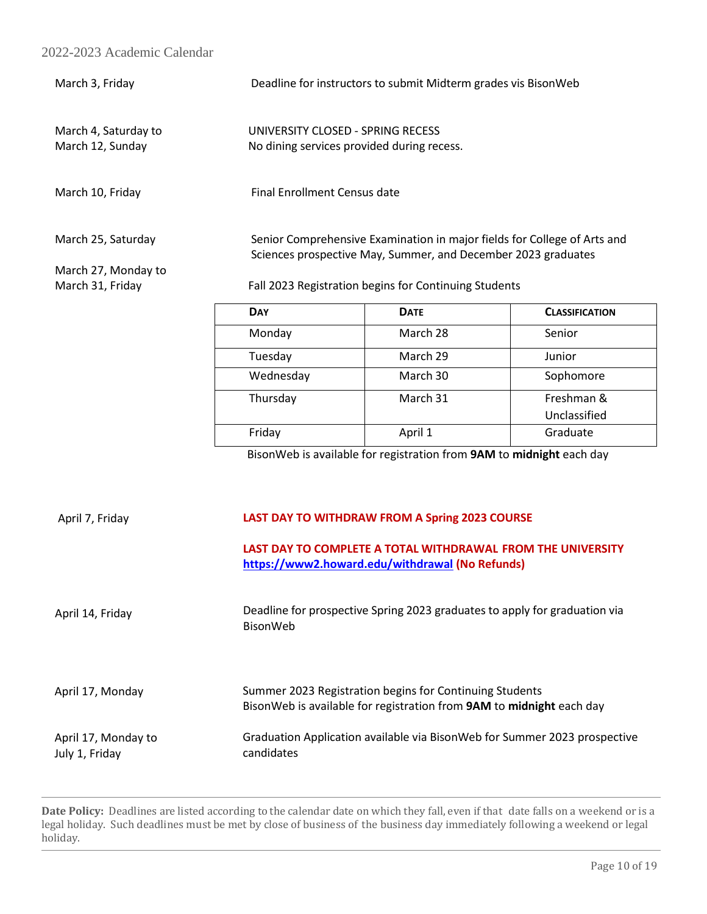2022-2023 Academic Calendar

| Date | Event |
|---|---|
| March 3, Friday | Deadline for instructors to submit Midterm grades vis BisonWeb |
| March 4, Saturday to March 12, Sunday | UNIVERSITY CLOSED - SPRING RECESS<br>No dining services provided during recess. |
| March 10, Friday | Final Enrollment Census date |
| March 25, Saturday | Senior Comprehensive Examination in major fields for College of Arts and Sciences prospective May, Summer, and December 2023 graduates |
| March 27, Monday to March 31, Friday | Fall 2023 Registration begins for Continuing Students |

| DAY | DATE | CLASSIFICATION |
|---|---|---|
| Monday | March 28 | Senior |
| Tuesday | March 29 | Junior |
| Wednesday | March 30 | Sophomore |
| Thursday | March 31 | Freshman & Unclassified |
| Friday | April 1 | Graduate |

BisonWeb is available for registration from **9AM** to **midnight** each day

| Date | Event |
|---|---|
| April 7, Friday | **LAST DAY TO WITHDRAW FROM A Spring 2023 COURSE**<br><br>**LAST DAY TO COMPLETE A TOTAL WITHDRAWAL FROM THE UNIVERSITY** **https://www2.howard.edu/withdrawal** **(No Refunds)** |
| April 14, Friday | Deadline for prospective Spring 2023 graduates to apply for graduation via BisonWeb |
| April 17, Monday | Summer 2023 Registration begins for Continuing Students<br>BisonWeb is available for registration from **9AM** to **midnight** each day |
| April 17, Monday to July 1, Friday | Graduation Application available via BisonWeb for Summer 2023 prospective candidates |

**Date Policy:** Deadlines are listed according to the calendar date on which they fall, even if that date falls on a weekend or is a legal holiday. Such deadlines must be met by close of business of the business day immediately following a weekend or legal holiday.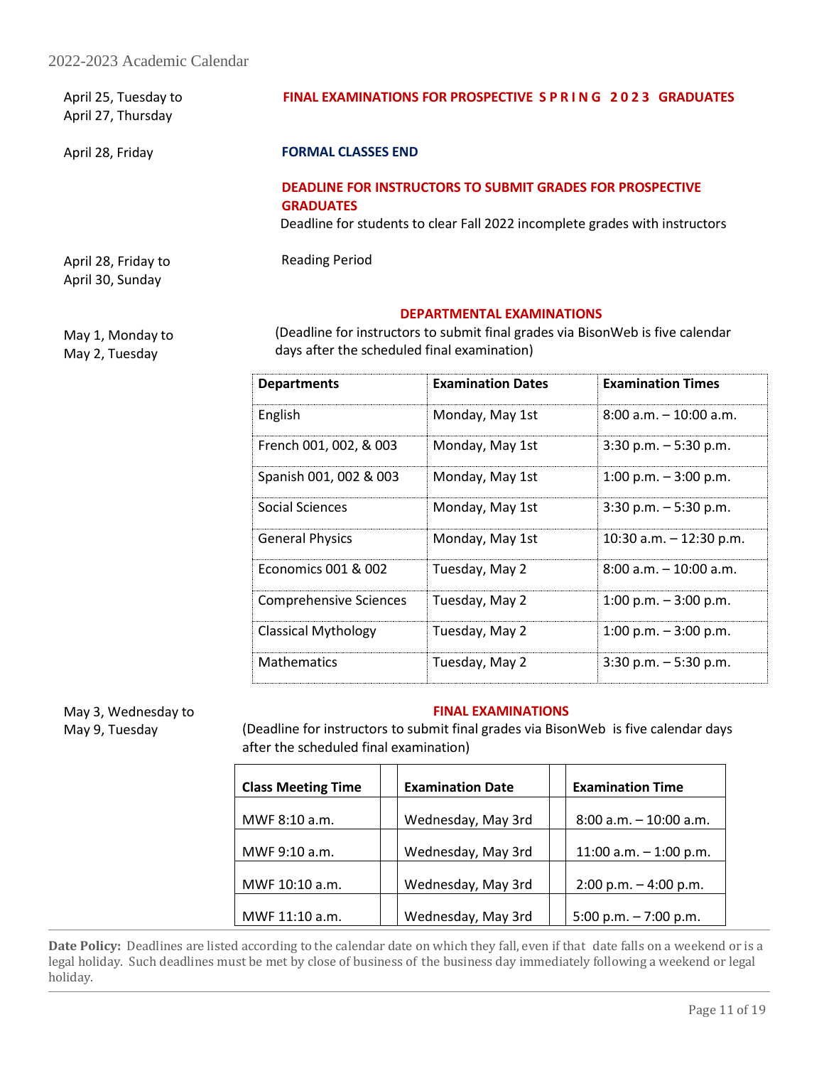2022-2023 Academic Calendar

April 25, Tuesday to April 27, Thursday — **FINAL EXAMINATIONS FOR PROSPECTIVE S P R I N G 2 0 2 3 GRADUATES**

April 28, Friday — **FORMAL CLASSES END**

**DEADLINE FOR INSTRUCTORS TO SUBMIT GRADES FOR PROSPECTIVE GRADUATES**

Deadline for students to clear Fall 2022 incomplete grades with instructors

April 28, Friday to April 30, Sunday — Reading Period

May 1, Monday to May 2, Tuesday — **DEPARTMENTAL EXAMINATIONS**

(Deadline for instructors to submit final grades via BisonWeb is five calendar days after the scheduled final examination)

| Departments | Examination Dates | Examination Times |
|---|---|---|
| English | Monday, May 1st | 8:00 a.m. – 10:00 a.m. |
| French 001, 002, & 003 | Monday, May 1st | 3:30 p.m. – 5:30 p.m. |
| Spanish 001, 002 & 003 | Monday, May 1st | 1:00 p.m. – 3:00 p.m. |
| Social Sciences | Monday, May 1st | 3:30 p.m. – 5:30 p.m. |
| General Physics | Monday, May 1st | 10:30 a.m. – 12:30 p.m. |
| Economics 001 & 002 | Tuesday, May 2 | 8:00 a.m. – 10:00 a.m. |
| Comprehensive Sciences | Tuesday, May 2 | 1:00 p.m. – 3:00 p.m. |
| Classical Mythology | Tuesday, May 2 | 1:00 p.m. – 3:00 p.m. |
| Mathematics | Tuesday, May 2 | 3:30 p.m. – 5:30 p.m. |

May 3, Wednesday to May 9, Tuesday — **FINAL EXAMINATIONS**

(Deadline for instructors to submit final grades via BisonWeb is five calendar days after the scheduled final examination)

| Class Meeting Time | Examination Date | Examination Time |
|---|---|---|
| MWF 8:10 a.m. | Wednesday, May 3rd | 8:00 a.m. – 10:00 a.m. |
| MWF 9:10 a.m. | Wednesday, May 3rd | 11:00 a.m. – 1:00 p.m. |
| MWF 10:10 a.m. | Wednesday, May 3rd | 2:00 p.m. – 4:00 p.m. |
| MWF 11:10 a.m. | Wednesday, May 3rd | 5:00 p.m. – 7:00 p.m. |

**Date Policy:** Deadlines are listed according to the calendar date on which they fall, even if that date falls on a weekend or is a legal holiday. Such deadlines must be met by close of business of the business day immediately following a weekend or legal holiday.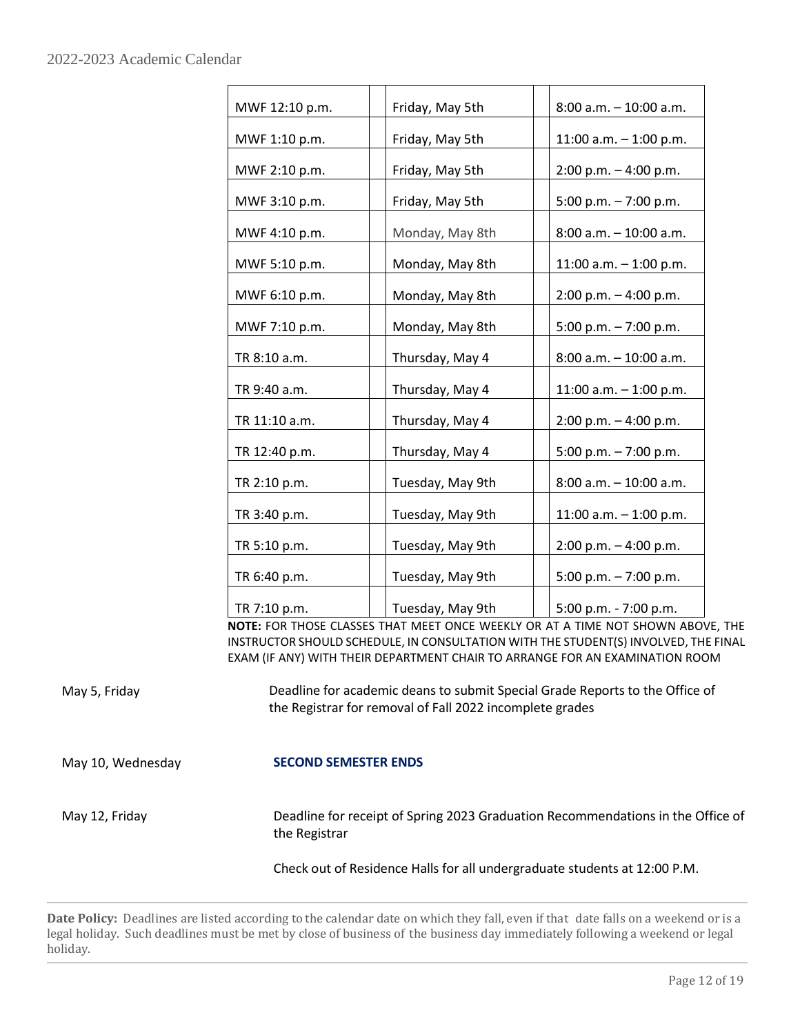| MWF 12:10 p.m. | | Friday, May 5th | | 8:00 a.m. – 10:00 a.m. |
|---|---|---|---|---|
| MWF 1:10 p.m. | | Friday, May 5th | | 11:00 a.m. – 1:00 p.m. |
| MWF 2:10 p.m. | | Friday, May 5th | | 2:00 p.m. – 4:00 p.m. |
| MWF 3:10 p.m. | | Friday, May 5th | | 5:00 p.m. – 7:00 p.m. |
| MWF 4:10 p.m. | | Monday, May 8th | | 8:00 a.m. – 10:00 a.m. |
| MWF 5:10 p.m. | | Monday, May 8th | | 11:00 a.m. – 1:00 p.m. |
| MWF 6:10 p.m. | | Monday, May 8th | | 2:00 p.m. – 4:00 p.m. |
| MWF 7:10 p.m. | | Monday, May 8th | | 5:00 p.m. – 7:00 p.m. |
| TR 8:10 a.m. | | Thursday, May 4 | | 8:00 a.m. – 10:00 a.m. |
| TR 9:40 a.m. | | Thursday, May 4 | | 11:00 a.m. – 1:00 p.m. |
| TR 11:10 a.m. | | Thursday, May 4 | | 2:00 p.m. – 4:00 p.m. |
| TR 12:40 p.m. | | Thursday, May 4 | | 5:00 p.m. – 7:00 p.m. |
| TR 2:10 p.m. | | Tuesday, May 9th | | 8:00 a.m. – 10:00 a.m. |
| TR 3:40 p.m. | | Tuesday, May 9th | | 11:00 a.m. – 1:00 p.m. |
| TR 5:10 p.m. | | Tuesday, May 9th | | 2:00 p.m. – 4:00 p.m. |
| TR 6:40 p.m. | | Tuesday, May 9th | | 5:00 p.m. – 7:00 p.m. |
| TR 7:10 p.m. | | Tuesday, May 9th | | 5:00 p.m. - 7:00 p.m. |

**NOTE:** FOR THOSE CLASSES THAT MEET ONCE WEEKLY OR AT A TIME NOT SHOWN ABOVE, THE INSTRUCTOR SHOULD SCHEDULE, IN CONSULTATION WITH THE STUDENT(S) INVOLVED, THE FINAL EXAM (IF ANY) WITH THEIR DEPARTMENT CHAIR TO ARRANGE FOR AN EXAMINATION ROOM

May 5, Friday — Deadline for academic deans to submit Special Grade Reports to the Office of the Registrar for removal of Fall 2022 incomplete grades

May 10, Wednesday — **SECOND SEMESTER ENDS**

May 12, Friday — Deadline for receipt of Spring 2023 Graduation Recommendations in the Office of the Registrar

Check out of Residence Halls for all undergraduate students at 12:00 P.M.

---

**Date Policy:** Deadlines are listed according to the calendar date on which they fall, even if that date falls on a weekend or is a legal holiday. Such deadlines must be met by close of business of the business day immediately following a weekend or legal holiday.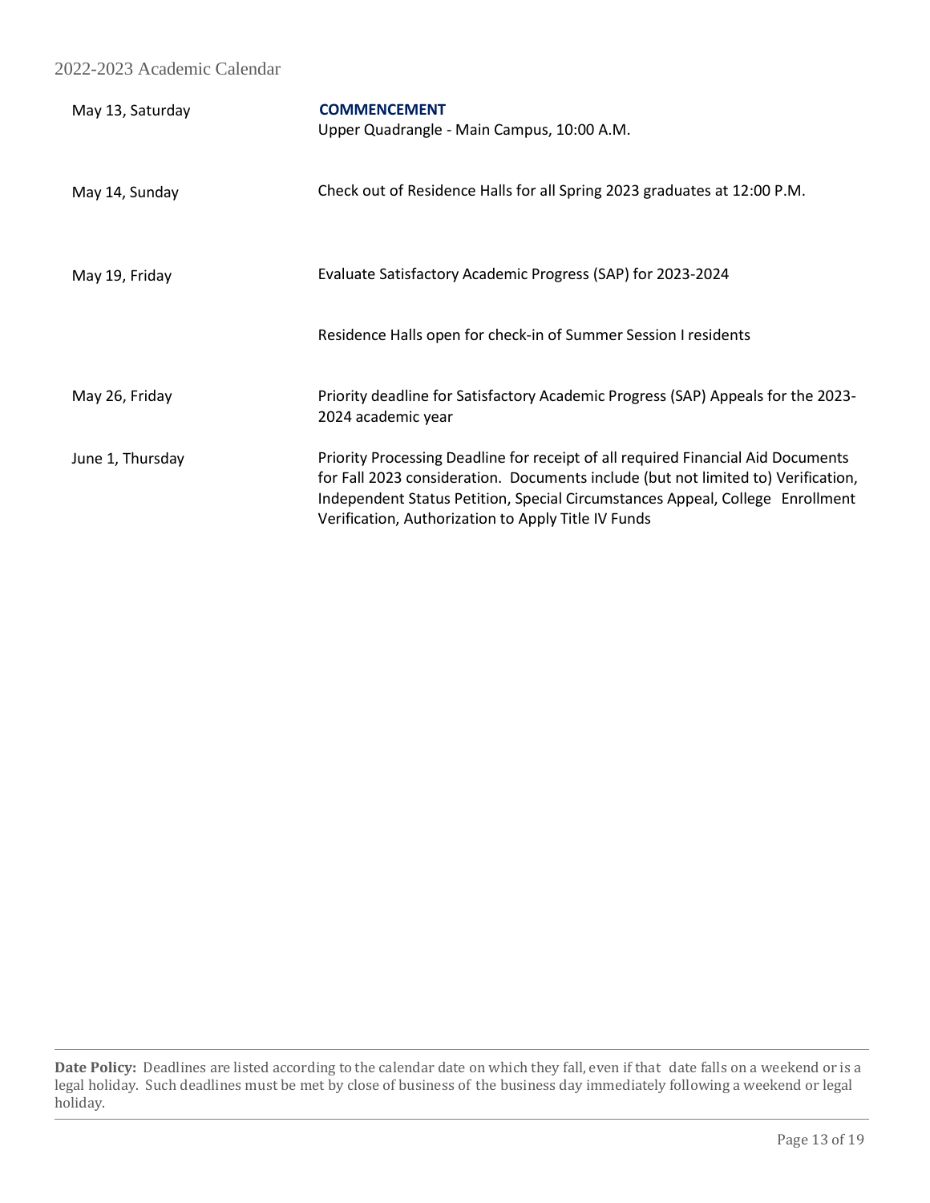| | |
|---|---|
| May 13, Saturday | **COMMENCEMENT**<br>Upper Quadrangle - Main Campus, 10:00 A.M. |
| May 14, Sunday | Check out of Residence Halls for all Spring 2023 graduates at 12:00 P.M. |
| May 19, Friday | Evaluate Satisfactory Academic Progress (SAP) for 2023-2024 |
| | Residence Halls open for check-in of Summer Session I residents |
| May 26, Friday | Priority deadline for Satisfactory Academic Progress (SAP) Appeals for the 2023-2024 academic year |
| June 1, Thursday | Priority Processing Deadline for receipt of all required Financial Aid Documents for Fall 2023 consideration. Documents include (but not limited to) Verification, Independent Status Petition, Special Circumstances Appeal, College Enrollment Verification, Authorization to Apply Title IV Funds |

**Date Policy:** Deadlines are listed according to the calendar date on which they fall, even if that date falls on a weekend or is a legal holiday. Such deadlines must be met by close of business of the business day immediately following a weekend or legal holiday.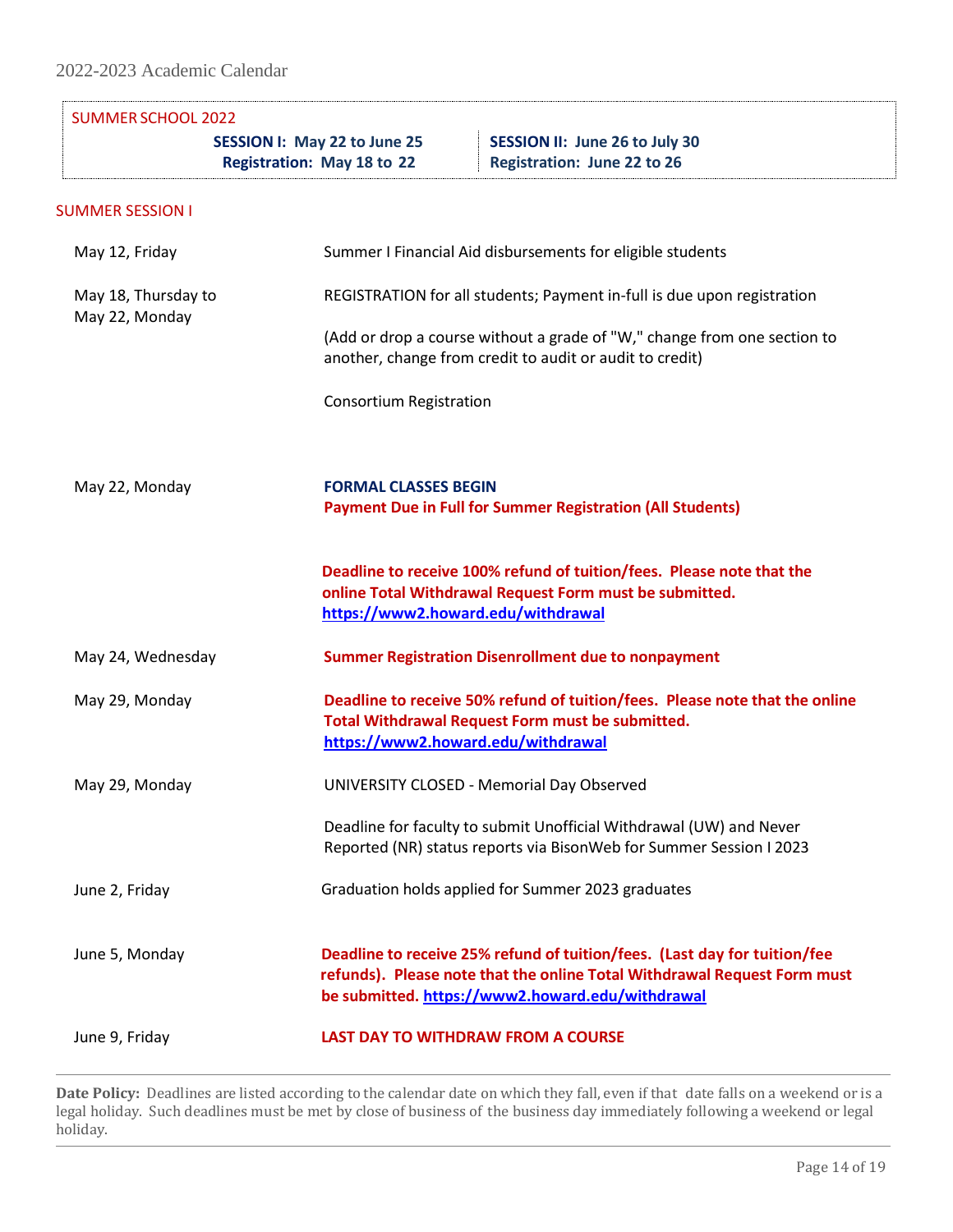2022-2023 Academic Calendar

## SUMMER SCHOOL 2022

| **SESSION I: May 22 to June 25**<br>**Registration: May 18 to 22** | **SESSION II: June 26 to July 30**<br>**Registration: June 22 to 26** |
|---|---|

## SUMMER SESSION I

| Date | Event |
|---|---|
| May 12, Friday | Summer I Financial Aid disbursements for eligible students |
| May 18, Thursday to May 22, Monday | REGISTRATION for all students; Payment in-full is due upon registration<br><br>(Add or drop a course without a grade of "W," change from one section to another, change from credit to audit or audit to credit)<br><br>Consortium Registration |
| May 22, Monday | **FORMAL CLASSES BEGIN**<br>**Payment Due in Full for Summer Registration (All Students)**<br><br>**Deadline to receive 100% refund of tuition/fees. Please note that the online Total Withdrawal Request Form must be submitted. https://www2.howard.edu/withdrawal** |
| May 24, Wednesday | **Summer Registration Disenrollment due to nonpayment** |
| May 29, Monday | **Deadline to receive 50% refund of tuition/fees. Please note that the online Total Withdrawal Request Form must be submitted. https://www2.howard.edu/withdrawal** |
| May 29, Monday | UNIVERSITY CLOSED - Memorial Day Observed<br><br>Deadline for faculty to submit Unofficial Withdrawal (UW) and Never Reported (NR) status reports via BisonWeb for Summer Session I 2023 |
| June 2, Friday | Graduation holds applied for Summer 2023 graduates |
| June 5, Monday | **Deadline to receive 25% refund of tuition/fees. (Last day for tuition/fee refunds). Please note that the online Total Withdrawal Request Form must be submitted. https://www2.howard.edu/withdrawal** |
| June 9, Friday | **LAST DAY TO WITHDRAW FROM A COURSE** |

**Date Policy:** Deadlines are listed according to the calendar date on which they fall, even if that date falls on a weekend or is a legal holiday. Such deadlines must be met by close of business of the business day immediately following a weekend or legal holiday.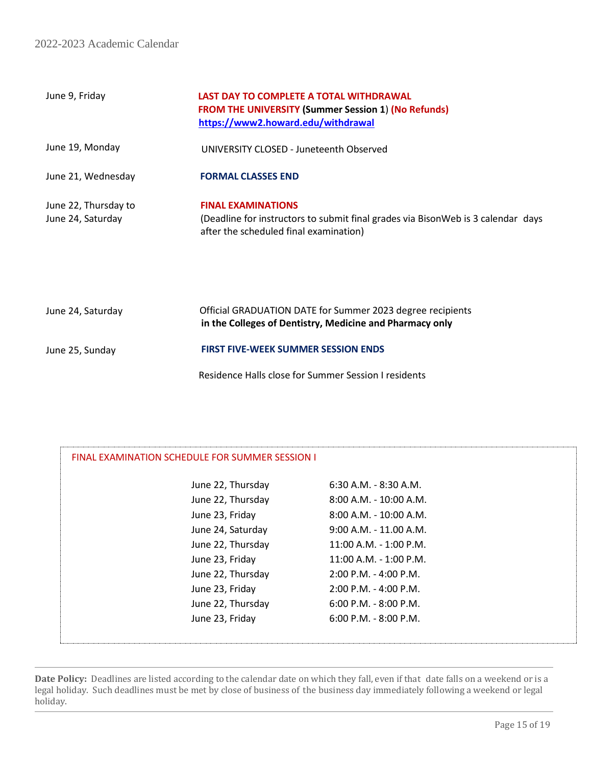| Date | Event |
| --- | --- |
| June 9, Friday | **LAST DAY TO COMPLETE A TOTAL WITHDRAWAL FROM THE UNIVERSITY (Summer Session 1) (No Refunds)** [https://www2.howard.edu/withdrawal](https://www2.howard.edu/withdrawal) |
| June 19, Monday | UNIVERSITY CLOSED - Juneteenth Observed |
| June 21, Wednesday | **FORMAL CLASSES END** |
| June 22, Thursday to June 24, Saturday | **FINAL EXAMINATIONS** (Deadline for instructors to submit final grades via BisonWeb is 3 calendar days after the scheduled final examination) |
| June 24, Saturday | Official GRADUATION DATE for Summer 2023 degree recipients **in the Colleges of Dentistry, Medicine and Pharmacy only** |
| June 25, Sunday | **FIRST FIVE-WEEK SUMMER SESSION ENDS** |
| | Residence Halls close for Summer Session I residents |

FINAL EXAMINATION SCHEDULE FOR SUMMER SESSION I

| Date | Time |
| --- | --- |
| June 22, Thursday | 6:30 A.M. - 8:30 A.M. |
| June 22, Thursday | 8:00 A.M. - 10:00 A.M. |
| June 23, Friday | 8:00 A.M. - 10:00 A.M. |
| June 24, Saturday | 9:00 A.M. - 11.00 A.M. |
| June 22, Thursday | 11:00 A.M. - 1:00 P.M. |
| June 23, Friday | 11:00 A.M. - 1:00 P.M. |
| June 22, Thursday | 2:00 P.M. - 4:00 P.M. |
| June 23, Friday | 2:00 P.M. - 4:00 P.M. |
| June 22, Thursday | 6:00 P.M. - 8:00 P.M. |
| June 23, Friday | 6:00 P.M. - 8:00 P.M. |

**Date Policy:** Deadlines are listed according to the calendar date on which they fall, even if that date falls on a weekend or is a legal holiday. Such deadlines must be met by close of business of the business day immediately following a weekend or legal holiday.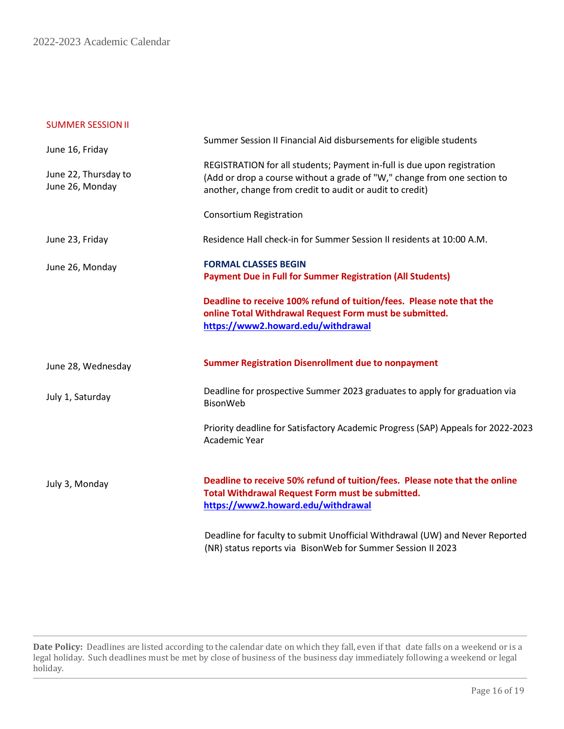## SUMMER SESSION II

| Date | Event |
| --- | --- |
| June 16, Friday | Summer Session II Financial Aid disbursements for eligible students |
| June 22, Thursday to June 26, Monday | REGISTRATION for all students; Payment in-full is due upon registration (Add or drop a course without a grade of "W," change from one section to another, change from credit to audit or audit to credit)<br><br>Consortium Registration |
| June 23, Friday | Residence Hall check-in for Summer Session II residents at 10:00 A.M. |
| June 26, Monday | **FORMAL CLASSES BEGIN**<br>**Payment Due in Full for Summer Registration (All Students)**<br><br>**Deadline to receive 100% refund of tuition/fees. Please note that the online Total Withdrawal Request Form must be submitted. https://www2.howard.edu/withdrawal** |
| June 28, Wednesday | **Summer Registration Disenrollment due to nonpayment** |
| July 1, Saturday | Deadline for prospective Summer 2023 graduates to apply for graduation via BisonWeb<br><br>Priority deadline for Satisfactory Academic Progress (SAP) Appeals for 2022-2023 Academic Year |
| July 3, Monday | **Deadline to receive 50% refund of tuition/fees. Please note that the online Total Withdrawal Request Form must be submitted. https://www2.howard.edu/withdrawal**<br><br>Deadline for faculty to submit Unofficial Withdrawal (UW) and Never Reported (NR) status reports via BisonWeb for Summer Session II 2023 |

---

**Date Policy:** Deadlines are listed according to the calendar date on which they fall, even if that date falls on a weekend or is a legal holiday. Such deadlines must be met by close of business of the business day immediately following a weekend or legal holiday.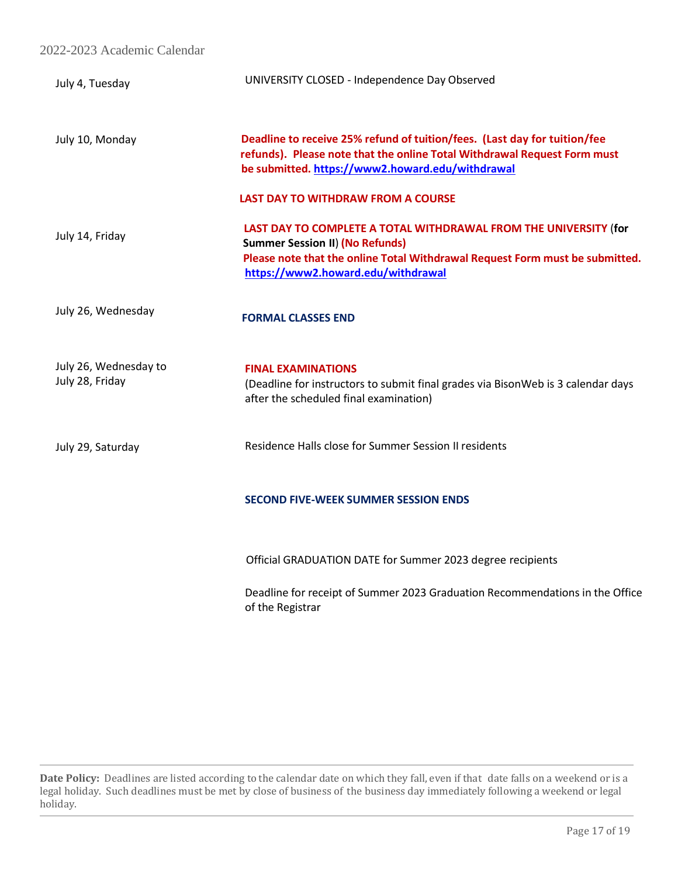2022-2023 Academic Calendar

| Date | Event |
| --- | --- |
| July 4, Tuesday | UNIVERSITY CLOSED - Independence Day Observed |
| July 10, Monday | **Deadline to receive 25% refund of tuition/fees. (Last day for tuition/fee refunds). Please note that the online Total Withdrawal Request Form must be submitted. https://www2.howard.edu/withdrawal** |
| | **LAST DAY TO WITHDRAW FROM A COURSE** |
| July 14, Friday | **LAST DAY TO COMPLETE A TOTAL WITHDRAWAL FROM THE UNIVERSITY (for Summer Session II) (No Refunds)** **Please note that the online Total Withdrawal Request Form must be submitted. https://www2.howard.edu/withdrawal** |
| July 26, Wednesday | **FORMAL CLASSES END** |
| July 26, Wednesday to July 28, Friday | **FINAL EXAMINATIONS** (Deadline for instructors to submit final grades via BisonWeb is 3 calendar days after the scheduled final examination) |
| July 29, Saturday | Residence Halls close for Summer Session II residents |
| | **SECOND FIVE-WEEK SUMMER SESSION ENDS** |
| | Official GRADUATION DATE for Summer 2023 degree recipients |
| | Deadline for receipt of Summer 2023 Graduation Recommendations in the Office of the Registrar |

**Date Policy:** Deadlines are listed according to the calendar date on which they fall, even if that date falls on a weekend or is a legal holiday. Such deadlines must be met by close of business of the business day immediately following a weekend or legal holiday.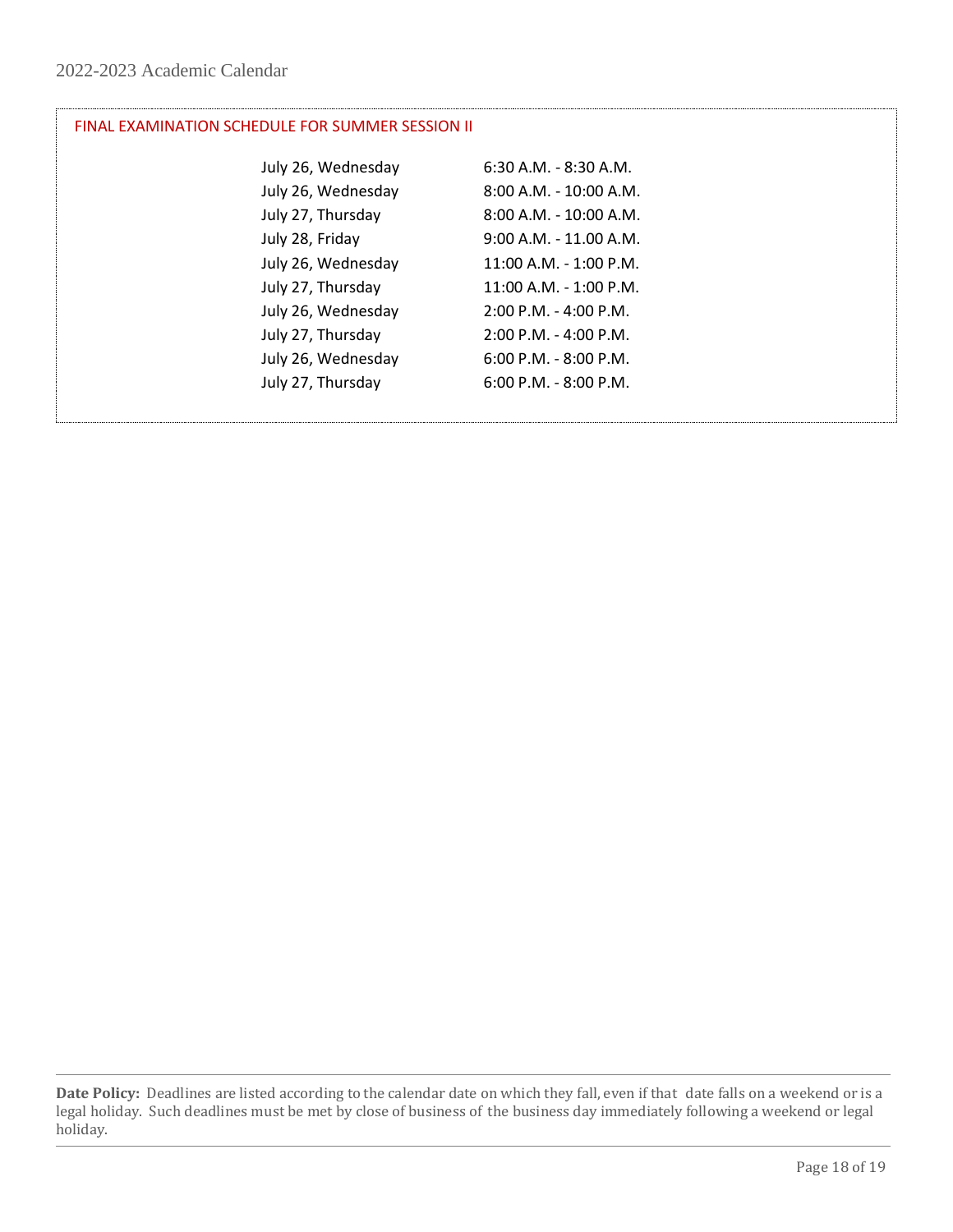## FINAL EXAMINATION SCHEDULE FOR SUMMER SESSION II

| Date | Time |
|---|---|
| July 26, Wednesday | 6:30 A.M. - 8:30 A.M. |
| July 26, Wednesday | 8:00 A.M. - 10:00 A.M. |
| July 27, Thursday | 8:00 A.M. - 10:00 A.M. |
| July 28, Friday | 9:00 A.M. - 11.00 A.M. |
| July 26, Wednesday | 11:00 A.M. - 1:00 P.M. |
| July 27, Thursday | 11:00 A.M. - 1:00 P.M. |
| July 26, Wednesday | 2:00 P.M. - 4:00 P.M. |
| July 27, Thursday | 2:00 P.M. - 4:00 P.M. |
| July 26, Wednesday | 6:00 P.M. - 8:00 P.M. |
| July 27, Thursday | 6:00 P.M. - 8:00 P.M. |

**Date Policy:** Deadlines are listed according to the calendar date on which they fall, even if that date falls on a weekend or is a legal holiday. Such deadlines must be met by close of business of the business day immediately following a weekend or legal holiday.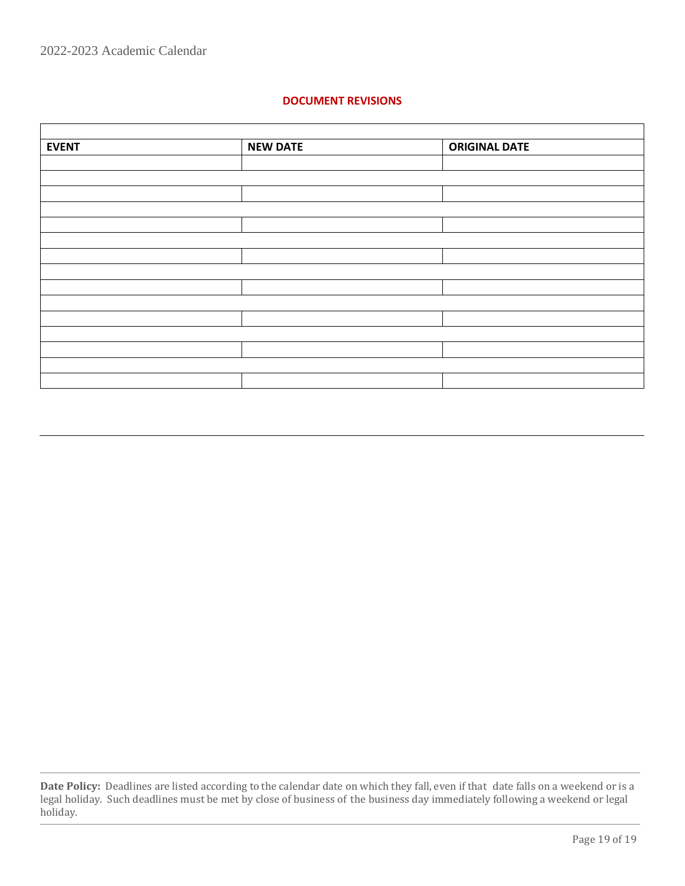## DOCUMENT REVISIONS

| EVENT | NEW DATE | ORIGINAL DATE |
|---|---|---|
| | | |
| | | |
| | | |
| | | |
| | | |
| | | |
| | | |
| | | |

**Date Policy:** Deadlines are listed according to the calendar date on which they fall, even if that date falls on a weekend or is a legal holiday. Such deadlines must be met by close of business of the business day immediately following a weekend or legal holiday.